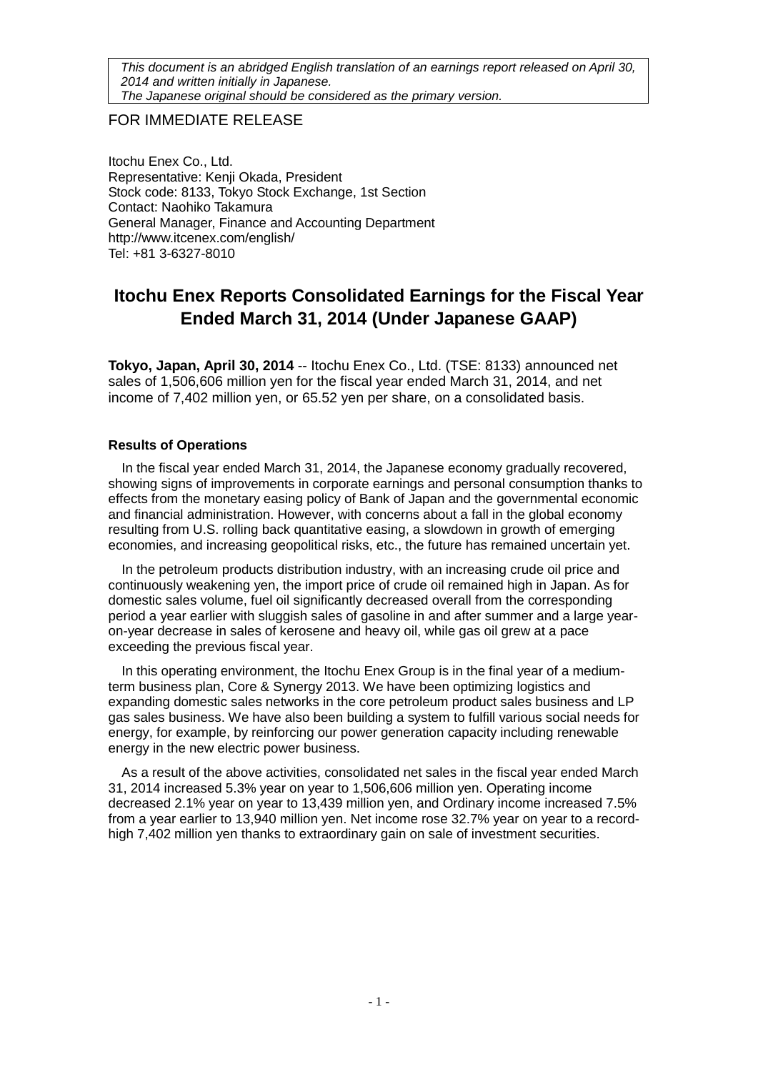*This document is an abridged English translation of an earnings report released on April 30, 2014 and written initially in Japanese.*
*The Japanese original should be considered as the primary version.*

FOR IMMEDIATE RELEASE

Itochu Enex Co., Ltd.
Representative: Kenji Okada, President
Stock code: 8133, Tokyo Stock Exchange, 1st Section
Contact: Naohiko Takamura
General Manager, Finance and Accounting Department
http://www.itcenex.com/english/
Tel: +81 3-6327-8010

# Itochu Enex Reports Consolidated Earnings for the Fiscal Year Ended March 31, 2014 (Under Japanese GAAP)

**Tokyo, Japan, April 30, 2014** -- Itochu Enex Co., Ltd. (TSE: 8133) announced net sales of 1,506,606 million yen for the fiscal year ended March 31, 2014, and net income of 7,402 million yen, or 65.52 yen per share, on a consolidated basis.

**Results of Operations**

In the fiscal year ended March 31, 2014, the Japanese economy gradually recovered, showing signs of improvements in corporate earnings and personal consumption thanks to effects from the monetary easing policy of Bank of Japan and the governmental economic and financial administration. However, with concerns about a fall in the global economy resulting from U.S. rolling back quantitative easing, a slowdown in growth of emerging economies, and increasing geopolitical risks, etc., the future has remained uncertain yet.

In the petroleum products distribution industry, with an increasing crude oil price and continuously weakening yen, the import price of crude oil remained high in Japan. As for domestic sales volume, fuel oil significantly decreased overall from the corresponding period a year earlier with sluggish sales of gasoline in and after summer and a large year-on-year decrease in sales of kerosene and heavy oil, while gas oil grew at a pace exceeding the previous fiscal year.

In this operating environment, the Itochu Enex Group is in the final year of a medium-term business plan, Core & Synergy 2013. We have been optimizing logistics and expanding domestic sales networks in the core petroleum product sales business and LP gas sales business. We have also been building a system to fulfill various social needs for energy, for example, by reinforcing our power generation capacity including renewable energy in the new electric power business.

As a result of the above activities, consolidated net sales in the fiscal year ended March 31, 2014 increased 5.3% year on year to 1,506,606 million yen. Operating income decreased 2.1% year on year to 13,439 million yen, and Ordinary income increased 7.5% from a year earlier to 13,940 million yen. Net income rose 32.7% year on year to a record-high 7,402 million yen thanks to extraordinary gain on sale of investment securities.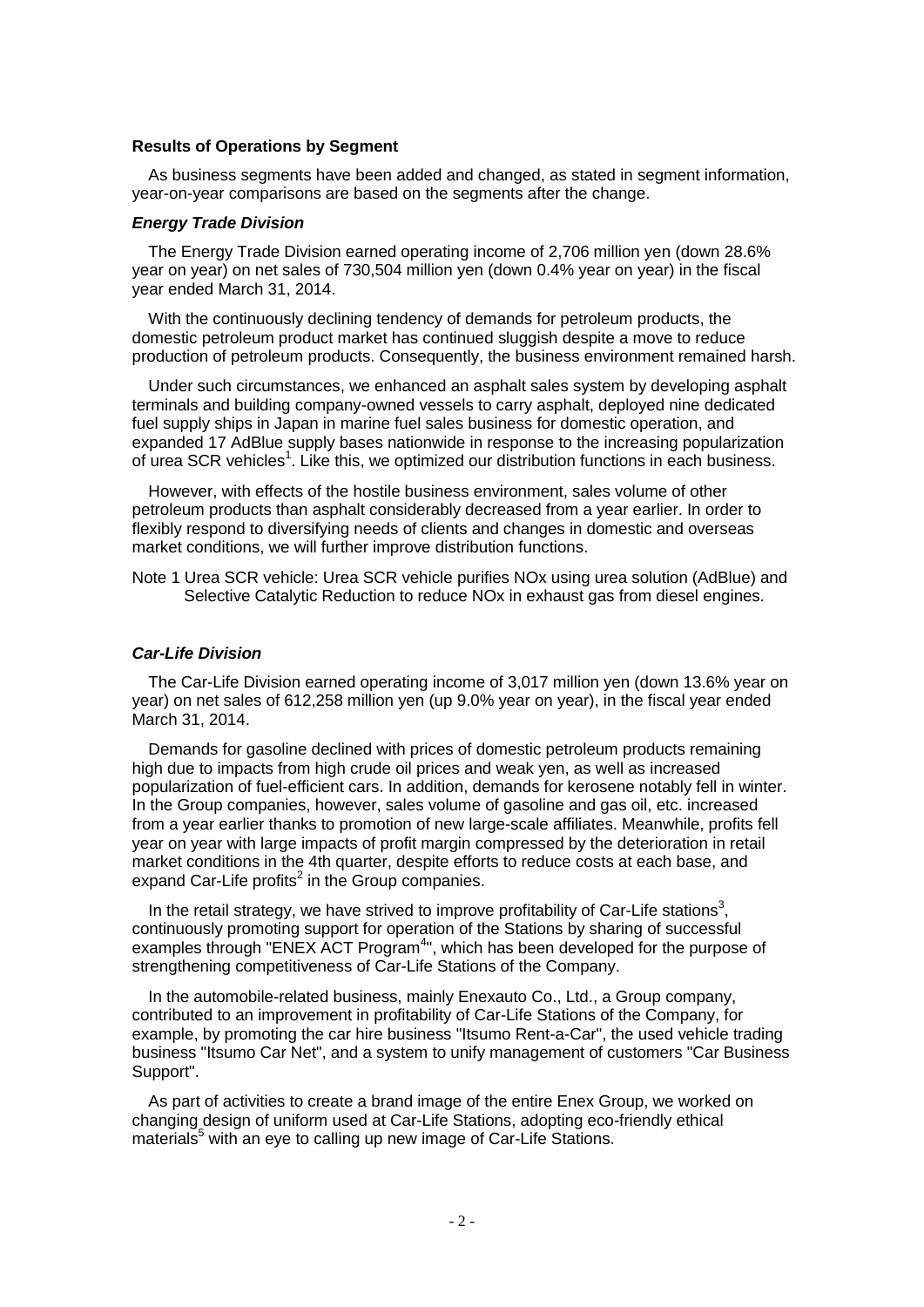**Results of Operations by Segment**

As business segments have been added and changed, as stated in segment information, year-on-year comparisons are based on the segments after the change.

***Energy Trade Division***

The Energy Trade Division earned operating income of 2,706 million yen (down 28.6% year on year) on net sales of 730,504 million yen (down 0.4% year on year) in the fiscal year ended March 31, 2014.

With the continuously declining tendency of demands for petroleum products, the domestic petroleum product market has continued sluggish despite a move to reduce production of petroleum products. Consequently, the business environment remained harsh.

Under such circumstances, we enhanced an asphalt sales system by developing asphalt terminals and building company-owned vessels to carry asphalt, deployed nine dedicated fuel supply ships in Japan in marine fuel sales business for domestic operation, and expanded 17 AdBlue supply bases nationwide in response to the increasing popularization of urea SCR vehicles[1]. Like this, we optimized our distribution functions in each business.

However, with effects of the hostile business environment, sales volume of other petroleum products than asphalt considerably decreased from a year earlier. In order to flexibly respond to diversifying needs of clients and changes in domestic and overseas market conditions, we will further improve distribution functions.

Note 1 Urea SCR vehicle: Urea SCR vehicle purifies NOx using urea solution (AdBlue) and Selective Catalytic Reduction to reduce NOx in exhaust gas from diesel engines.

***Car-Life Division***

The Car-Life Division earned operating income of 3,017 million yen (down 13.6% year on year) on net sales of 612,258 million yen (up 9.0% year on year), in the fiscal year ended March 31, 2014.

Demands for gasoline declined with prices of domestic petroleum products remaining high due to impacts from high crude oil prices and weak yen, as well as increased popularization of fuel-efficient cars. In addition, demands for kerosene notably fell in winter. In the Group companies, however, sales volume of gasoline and gas oil, etc. increased from a year earlier thanks to promotion of new large-scale affiliates. Meanwhile, profits fell year on year with large impacts of profit margin compressed by the deterioration in retail market conditions in the 4th quarter, despite efforts to reduce costs at each base, and expand Car-Life profits[2] in the Group companies.

In the retail strategy, we have strived to improve profitability of Car-Life stations[3], continuously promoting support for operation of the Stations by sharing of successful examples through "ENEX ACT Program[4]", which has been developed for the purpose of strengthening competitiveness of Car-Life Stations of the Company.

In the automobile-related business, mainly Enexauto Co., Ltd., a Group company, contributed to an improvement in profitability of Car-Life Stations of the Company, for example, by promoting the car hire business "Itsumo Rent-a-Car", the used vehicle trading business "Itsumo Car Net", and a system to unify management of customers "Car Business Support".

As part of activities to create a brand image of the entire Enex Group, we worked on changing design of uniform used at Car-Life Stations, adopting eco-friendly ethical materials[5] with an eye to calling up new image of Car-Life Stations.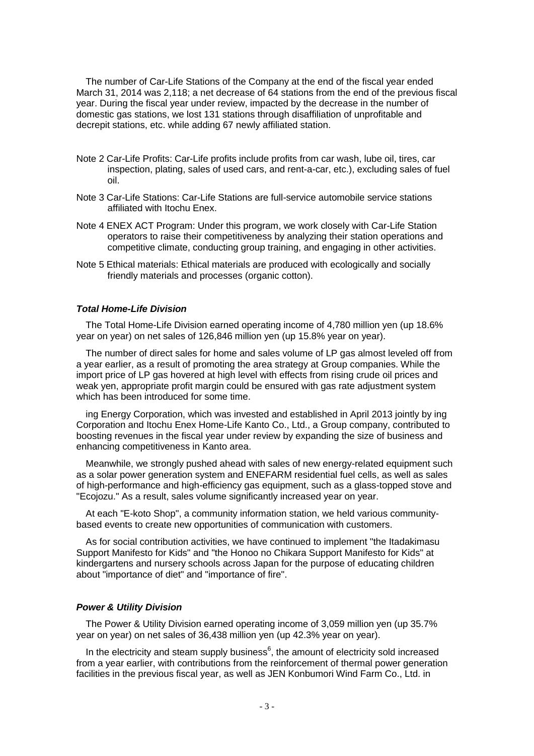The number of Car-Life Stations of the Company at the end of the fiscal year ended March 31, 2014 was 2,118; a net decrease of 64 stations from the end of the previous fiscal year. During the fiscal year under review, impacted by the decrease in the number of domestic gas stations, we lost 131 stations through disaffiliation of unprofitable and decrepit stations, etc. while adding 67 newly affiliated station.

Note 2 Car-Life Profits: Car-Life profits include profits from car wash, lube oil, tires, car inspection, plating, sales of used cars, and rent-a-car, etc.), excluding sales of fuel oil.

Note 3 Car-Life Stations: Car-Life Stations are full-service automobile service stations affiliated with Itochu Enex.

Note 4 ENEX ACT Program: Under this program, we work closely with Car-Life Station operators to raise their competitiveness by analyzing their station operations and competitive climate, conducting group training, and engaging in other activities.

Note 5 Ethical materials: Ethical materials are produced with ecologically and socially friendly materials and processes (organic cotton).

### ***Total Home-Life Division***

The Total Home-Life Division earned operating income of 4,780 million yen (up 18.6% year on year) on net sales of 126,846 million yen (up 15.8% year on year).

The number of direct sales for home and sales volume of LP gas almost leveled off from a year earlier, as a result of promoting the area strategy at Group companies. While the import price of LP gas hovered at high level with effects from rising crude oil prices and weak yen, appropriate profit margin could be ensured with gas rate adjustment system which has been introduced for some time.

ing Energy Corporation, which was invested and established in April 2013 jointly by ing Corporation and Itochu Enex Home-Life Kanto Co., Ltd., a Group company, contributed to boosting revenues in the fiscal year under review by expanding the size of business and enhancing competitiveness in Kanto area.

Meanwhile, we strongly pushed ahead with sales of new energy-related equipment such as a solar power generation system and ENEFARM residential fuel cells, as well as sales of high-performance and high-efficiency gas equipment, such as a glass-topped stove and "Ecojozu." As a result, sales volume significantly increased year on year.

At each "E-koto Shop", a community information station, we held various community-based events to create new opportunities of communication with customers.

As for social contribution activities, we have continued to implement "the Itadakimasu Support Manifesto for Kids" and "the Honoo no Chikara Support Manifesto for Kids" at kindergartens and nursery schools across Japan for the purpose of educating children about "importance of diet" and "importance of fire".

### ***Power & Utility Division***

The Power & Utility Division earned operating income of 3,059 million yen (up 35.7% year on year) on net sales of 36,438 million yen (up 42.3% year on year).

In the electricity and steam supply business[6], the amount of electricity sold increased from a year earlier, with contributions from the reinforcement of thermal power generation facilities in the previous fiscal year, as well as JEN Konbumori Wind Farm Co., Ltd. in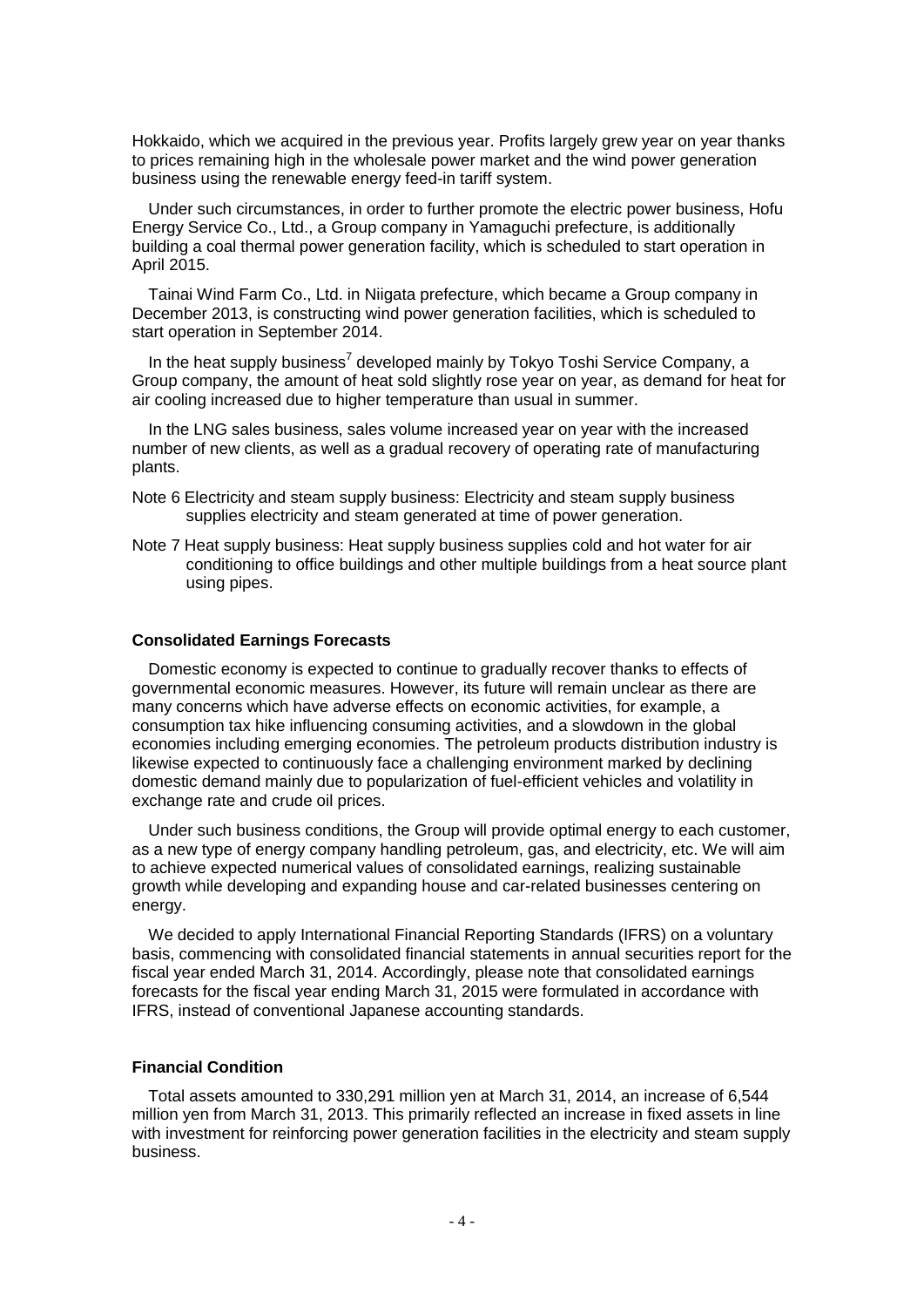Hokkaido, which we acquired in the previous year. Profits largely grew year on year thanks to prices remaining high in the wholesale power market and the wind power generation business using the renewable energy feed-in tariff system.

Under such circumstances, in order to further promote the electric power business, Hofu Energy Service Co., Ltd., a Group company in Yamaguchi prefecture, is additionally building a coal thermal power generation facility, which is scheduled to start operation in April 2015.

Tainai Wind Farm Co., Ltd. in Niigata prefecture, which became a Group company in December 2013, is constructing wind power generation facilities, which is scheduled to start operation in September 2014.

In the heat supply business[7] developed mainly by Tokyo Toshi Service Company, a Group company, the amount of heat sold slightly rose year on year, as demand for heat for air cooling increased due to higher temperature than usual in summer.

In the LNG sales business, sales volume increased year on year with the increased number of new clients, as well as a gradual recovery of operating rate of manufacturing plants.

Note 6 Electricity and steam supply business: Electricity and steam supply business supplies electricity and steam generated at time of power generation.

Note 7 Heat supply business: Heat supply business supplies cold and hot water for air conditioning to office buildings and other multiple buildings from a heat source plant using pipes.

**Consolidated Earnings Forecasts**

Domestic economy is expected to continue to gradually recover thanks to effects of governmental economic measures. However, its future will remain unclear as there are many concerns which have adverse effects on economic activities, for example, a consumption tax hike influencing consuming activities, and a slowdown in the global economies including emerging economies. The petroleum products distribution industry is likewise expected to continuously face a challenging environment marked by declining domestic demand mainly due to popularization of fuel-efficient vehicles and volatility in exchange rate and crude oil prices.

Under such business conditions, the Group will provide optimal energy to each customer, as a new type of energy company handling petroleum, gas, and electricity, etc. We will aim to achieve expected numerical values of consolidated earnings, realizing sustainable growth while developing and expanding house and car-related businesses centering on energy.

We decided to apply International Financial Reporting Standards (IFRS) on a voluntary basis, commencing with consolidated financial statements in annual securities report for the fiscal year ended March 31, 2014. Accordingly, please note that consolidated earnings forecasts for the fiscal year ending March 31, 2015 were formulated in accordance with IFRS, instead of conventional Japanese accounting standards.

**Financial Condition**

Total assets amounted to 330,291 million yen at March 31, 2014, an increase of 6,544 million yen from March 31, 2013. This primarily reflected an increase in fixed assets in line with investment for reinforcing power generation facilities in the electricity and steam supply business.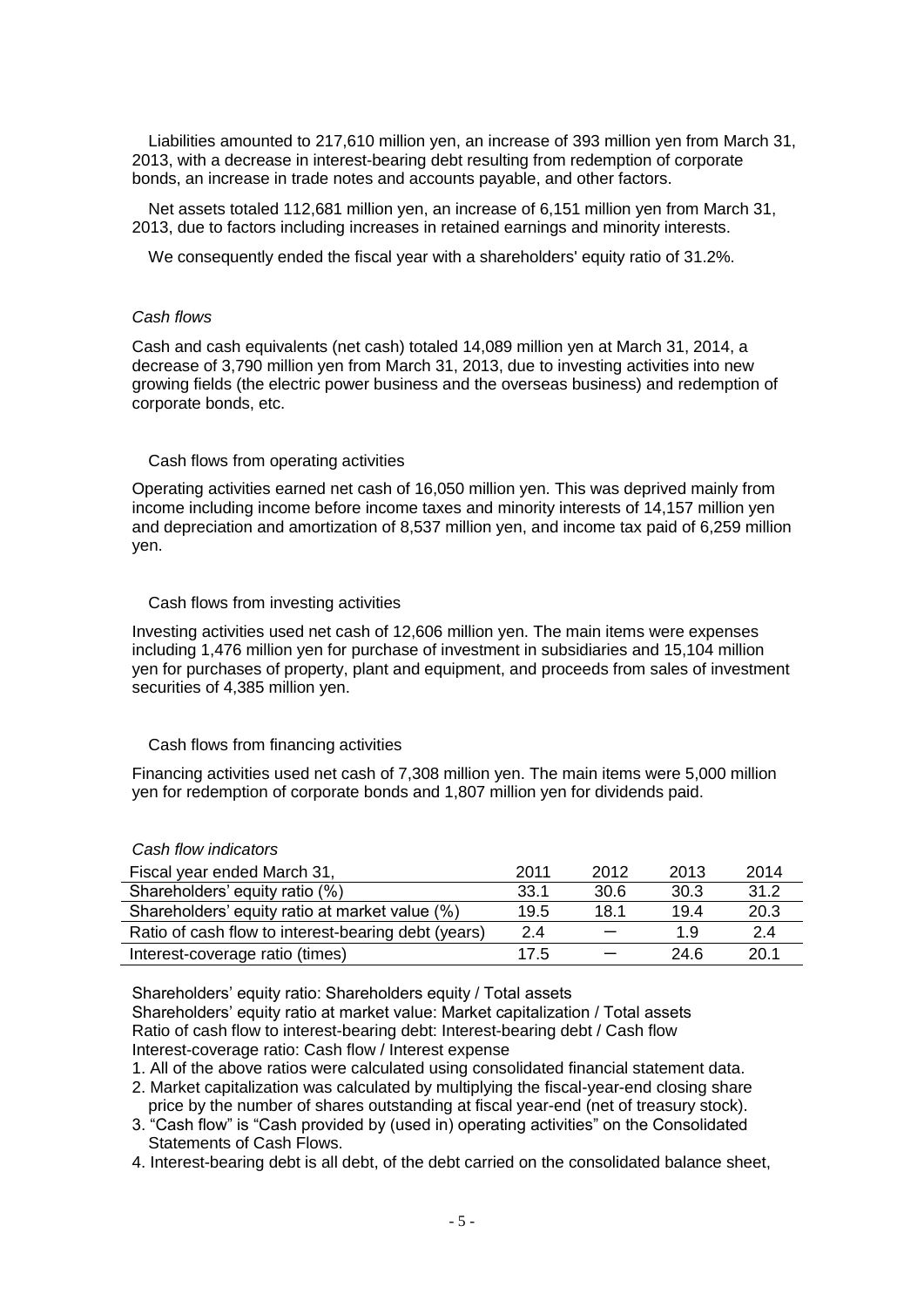Liabilities amounted to 217,610 million yen, an increase of 393 million yen from March 31, 2013, with a decrease in interest-bearing debt resulting from redemption of corporate bonds, an increase in trade notes and accounts payable, and other factors.

Net assets totaled 112,681 million yen, an increase of 6,151 million yen from March 31, 2013, due to factors including increases in retained earnings and minority interests.

We consequently ended the fiscal year with a shareholders' equity ratio of 31.2%.

*Cash flows*

Cash and cash equivalents (net cash) totaled 14,089 million yen at March 31, 2014, a decrease of 3,790 million yen from March 31, 2013, due to investing activities into new growing fields (the electric power business and the overseas business) and redemption of corporate bonds, etc.

Cash flows from operating activities

Operating activities earned net cash of 16,050 million yen. This was deprived mainly from income including income before income taxes and minority interests of 14,157 million yen and depreciation and amortization of 8,537 million yen, and income tax paid of 6,259 million yen.

Cash flows from investing activities

Investing activities used net cash of 12,606 million yen. The main items were expenses including 1,476 million yen for purchase of investment in subsidiaries and 15,104 million yen for purchases of property, plant and equipment, and proceeds from sales of investment securities of 4,385 million yen.

Cash flows from financing activities

Financing activities used net cash of 7,308 million yen. The main items were 5,000 million yen for redemption of corporate bonds and 1,807 million yen for dividends paid.

*Cash flow indicators*

| Fiscal year ended March 31, | 2011 | 2012 | 2013 | 2014 |
|---|---|---|---|---|
| Shareholders' equity ratio (%) | 33.1 | 30.6 | 30.3 | 31.2 |
| Shareholders' equity ratio at market value (%) | 19.5 | 18.1 | 19.4 | 20.3 |
| Ratio of cash flow to interest-bearing debt (years) | 2.4 | — | 1.9 | 2.4 |
| Interest-coverage ratio (times) | 17.5 | — | 24.6 | 20.1 |

Shareholders' equity ratio: Shareholders equity / Total assets
Shareholders' equity ratio at market value: Market capitalization / Total assets
Ratio of cash flow to interest-bearing debt: Interest-bearing debt / Cash flow
Interest-coverage ratio: Cash flow / Interest expense

1. All of the above ratios were calculated using consolidated financial statement data.
2. Market capitalization was calculated by multiplying the fiscal-year-end closing share price by the number of shares outstanding at fiscal year-end (net of treasury stock).
3. "Cash flow" is "Cash provided by (used in) operating activities" on the Consolidated Statements of Cash Flows.
4. Interest-bearing debt is all debt, of the debt carried on the consolidated balance sheet,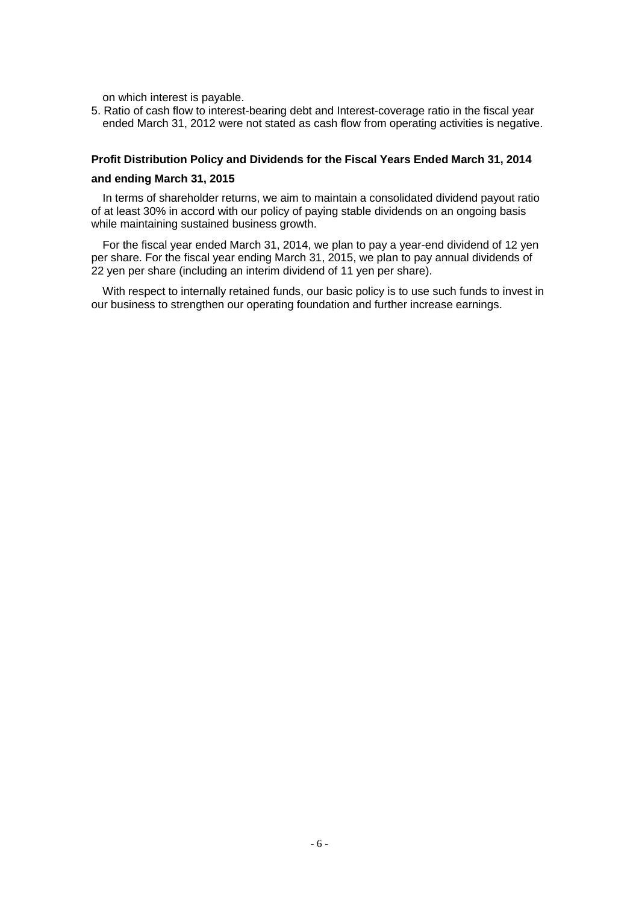on which interest is payable.

5. Ratio of cash flow to interest-bearing debt and Interest-coverage ratio in the fiscal year ended March 31, 2012 were not stated as cash flow from operating activities is negative.

**Profit Distribution Policy and Dividends for the Fiscal Years Ended March 31, 2014 and ending March 31, 2015**

In terms of shareholder returns, we aim to maintain a consolidated dividend payout ratio of at least 30% in accord with our policy of paying stable dividends on an ongoing basis while maintaining sustained business growth.

For the fiscal year ended March 31, 2014, we plan to pay a year-end dividend of 12 yen per share. For the fiscal year ending March 31, 2015, we plan to pay annual dividends of 22 yen per share (including an interim dividend of 11 yen per share).

With respect to internally retained funds, our basic policy is to use such funds to invest in our business to strengthen our operating foundation and further increase earnings.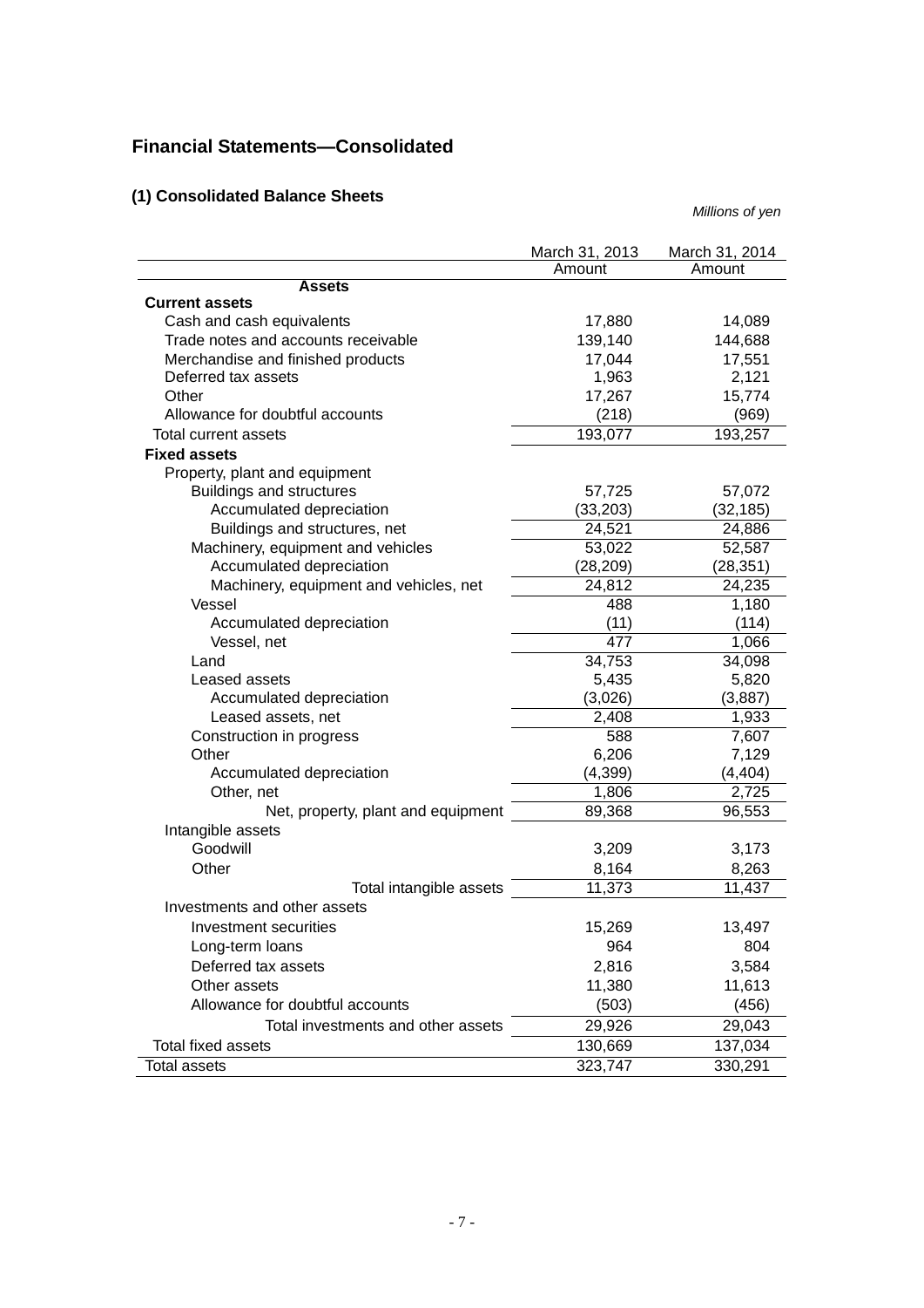## Financial Statements—Consolidated

### (1) Consolidated Balance Sheets

*Millions of yen*

| | March 31, 2013 | March 31, 2014 |
|---|---|---|
| | Amount | Amount |
| **Assets** | | |
| **Current assets** | | |
| Cash and cash equivalents | 17,880 | 14,089 |
| Trade notes and accounts receivable | 139,140 | 144,688 |
| Merchandise and finished products | 17,044 | 17,551 |
| Deferred tax assets | 1,963 | 2,121 |
| Other | 17,267 | 15,774 |
| Allowance for doubtful accounts | (218) | (969) |
| Total current assets | 193,077 | 193,257 |
| **Fixed assets** | | |
| Property, plant and equipment | | |
| Buildings and structures | 57,725 | 57,072 |
| Accumulated depreciation | (33,203) | (32,185) |
| Buildings and structures, net | 24,521 | 24,886 |
| Machinery, equipment and vehicles | 53,022 | 52,587 |
| Accumulated depreciation | (28,209) | (28,351) |
| Machinery, equipment and vehicles, net | 24,812 | 24,235 |
| Vessel | 488 | 1,180 |
| Accumulated depreciation | (11) | (114) |
| Vessel, net | 477 | 1,066 |
| Land | 34,753 | 34,098 |
| Leased assets | 5,435 | 5,820 |
| Accumulated depreciation | (3,026) | (3,887) |
| Leased assets, net | 2,408 | 1,933 |
| Construction in progress | 588 | 7,607 |
| Other | 6,206 | 7,129 |
| Accumulated depreciation | (4,399) | (4,404) |
| Other, net | 1,806 | 2,725 |
| Net, property, plant and equipment | 89,368 | 96,553 |
| Intangible assets | | |
| Goodwill | 3,209 | 3,173 |
| Other | 8,164 | 8,263 |
| Total intangible assets | 11,373 | 11,437 |
| Investments and other assets | | |
| Investment securities | 15,269 | 13,497 |
| Long-term loans | 964 | 804 |
| Deferred tax assets | 2,816 | 3,584 |
| Other assets | 11,380 | 11,613 |
| Allowance for doubtful accounts | (503) | (456) |
| Total investments and other assets | 29,926 | 29,043 |
| Total fixed assets | 130,669 | 137,034 |
| Total assets | 323,747 | 330,291 |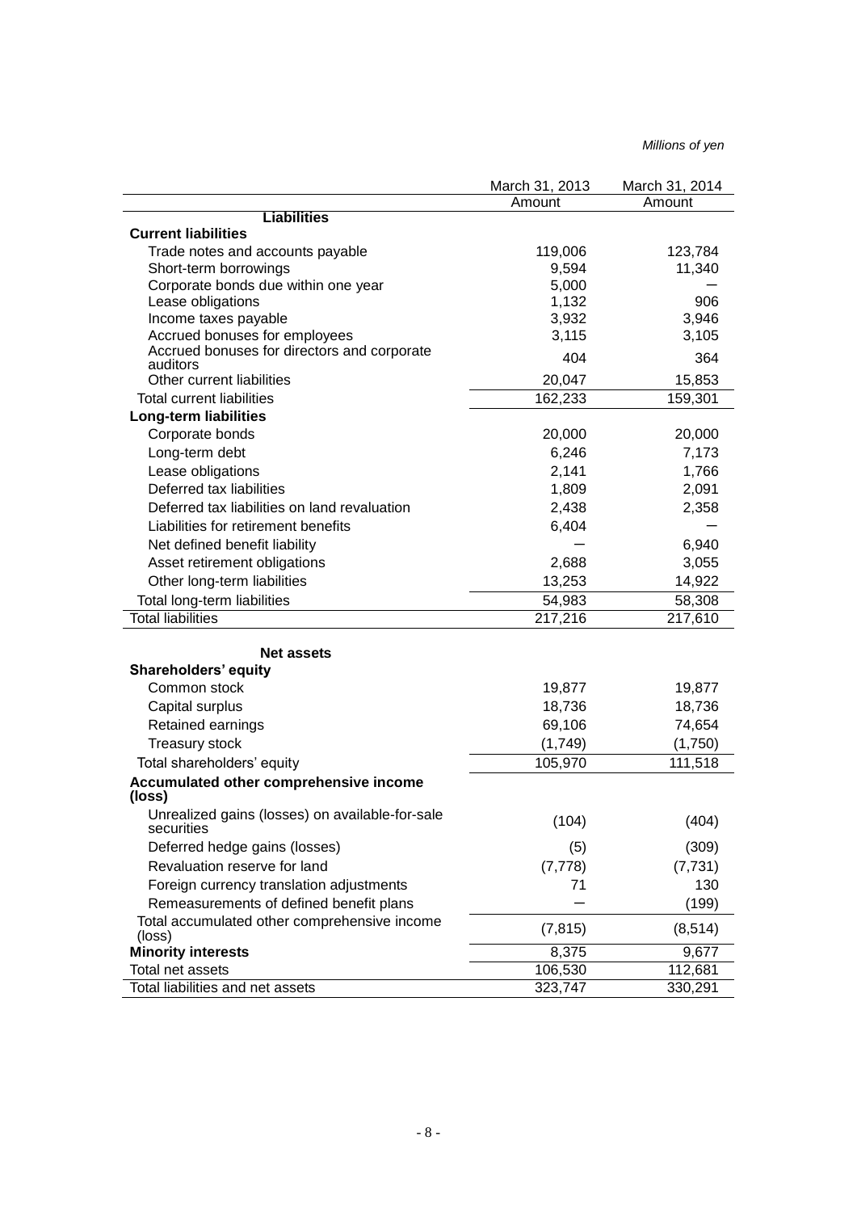*Millions of yen*

| | March 31, 2013 | March 31, 2014 |
|---|---|---|
| | Amount | Amount |
| **Liabilities** | | |
| **Current liabilities** | | |
| Trade notes and accounts payable | 119,006 | 123,784 |
| Short-term borrowings | 9,594 | 11,340 |
| Corporate bonds due within one year | 5,000 | ― |
| Lease obligations | 1,132 | 906 |
| Income taxes payable | 3,932 | 3,946 |
| Accrued bonuses for employees | 3,115 | 3,105 |
| Accrued bonuses for directors and corporate auditors | 404 | 364 |
| Other current liabilities | 20,047 | 15,853 |
| Total current liabilities | 162,233 | 159,301 |
| **Long-term liabilities** | | |
| Corporate bonds | 20,000 | 20,000 |
| Long-term debt | 6,246 | 7,173 |
| Lease obligations | 2,141 | 1,766 |
| Deferred tax liabilities | 1,809 | 2,091 |
| Deferred tax liabilities on land revaluation | 2,438 | 2,358 |
| Liabilities for retirement benefits | 6,404 | ― |
| Net defined benefit liability | ― | 6,940 |
| Asset retirement obligations | 2,688 | 3,055 |
| Other long-term liabilities | 13,253 | 14,922 |
| Total long-term liabilities | 54,983 | 58,308 |
| Total liabilities | 217,216 | 217,610 |
| **Net assets** | | |
| **Shareholders' equity** | | |
| Common stock | 19,877 | 19,877 |
| Capital surplus | 18,736 | 18,736 |
| Retained earnings | 69,106 | 74,654 |
| Treasury stock | (1,749) | (1,750) |
| Total shareholders' equity | 105,970 | 111,518 |
| **Accumulated other comprehensive income (loss)** | | |
| Unrealized gains (losses) on available-for-sale securities | (104) | (404) |
| Deferred hedge gains (losses) | (5) | (309) |
| Revaluation reserve for land | (7,778) | (7,731) |
| Foreign currency translation adjustments | 71 | 130 |
| Remeasurements of defined benefit plans | ― | (199) |
| Total accumulated other comprehensive income (loss) | (7,815) | (8,514) |
| **Minority interests** | 8,375 | 9,677 |
| Total net assets | 106,530 | 112,681 |
| Total liabilities and net assets | 323,747 | 330,291 |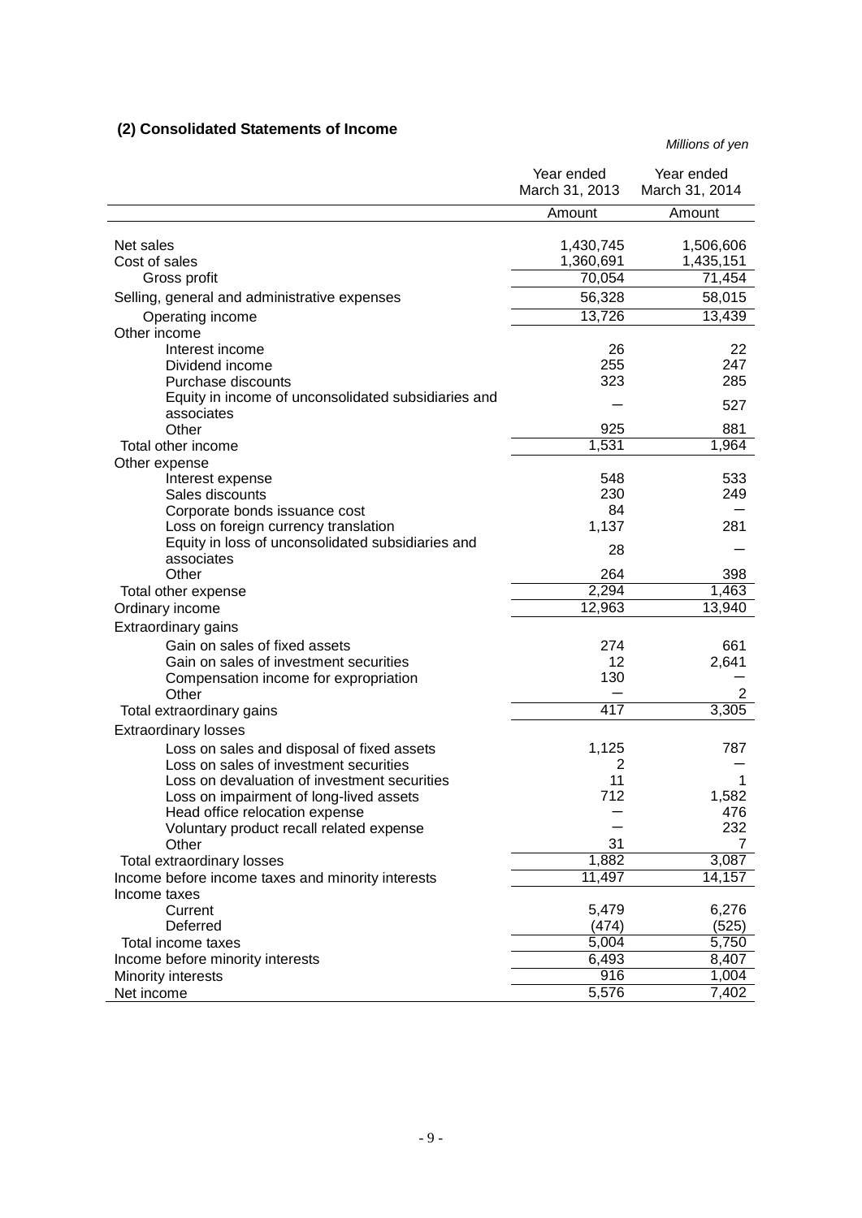### (2) Consolidated Statements of Income

*Millions of yen*

| | Year ended March 31, 2013 | Year ended March 31, 2014 |
|---|---|---|
| | Amount | Amount |
| Net sales | 1,430,745 | 1,506,606 |
| Cost of sales | 1,360,691 | 1,435,151 |
| Gross profit | 70,054 | 71,454 |
| Selling, general and administrative expenses | 56,328 | 58,015 |
| Operating income | 13,726 | 13,439 |
| Other income | | |
| Interest income | 26 | 22 |
| Dividend income | 255 | 247 |
| Purchase discounts | 323 | 285 |
| Equity in income of unconsolidated subsidiaries and associates | — | 527 |
| Other | 925 | 881 |
| Total other income | 1,531 | 1,964 |
| Other expense | | |
| Interest expense | 548 | 533 |
| Sales discounts | 230 | 249 |
| Corporate bonds issuance cost | 84 | — |
| Loss on foreign currency translation | 1,137 | 281 |
| Equity in loss of unconsolidated subsidiaries and associates | 28 | — |
| Other | 264 | 398 |
| Total other expense | 2,294 | 1,463 |
| Ordinary income | 12,963 | 13,940 |
| Extraordinary gains | | |
| Gain on sales of fixed assets | 274 | 661 |
| Gain on sales of investment securities | 12 | 2,641 |
| Compensation income for expropriation | 130 | — |
| Other | — | 2 |
| Total extraordinary gains | 417 | 3,305 |
| Extraordinary losses | | |
| Loss on sales and disposal of fixed assets | 1,125 | 787 |
| Loss on sales of investment securities | 2 | — |
| Loss on devaluation of investment securities | 11 | 1 |
| Loss on impairment of long-lived assets | 712 | 1,582 |
| Head office relocation expense | — | 476 |
| Voluntary product recall related expense | — | 232 |
| Other | 31 | 7 |
| Total extraordinary losses | 1,882 | 3,087 |
| Income before income taxes and minority interests | 11,497 | 14,157 |
| Income taxes | | |
| Current | 5,479 | 6,276 |
| Deferred | (474) | (525) |
| Total income taxes | 5,004 | 5,750 |
| Income before minority interests | 6,493 | 8,407 |
| Minority interests | 916 | 1,004 |
| Net income | 5,576 | 7,402 |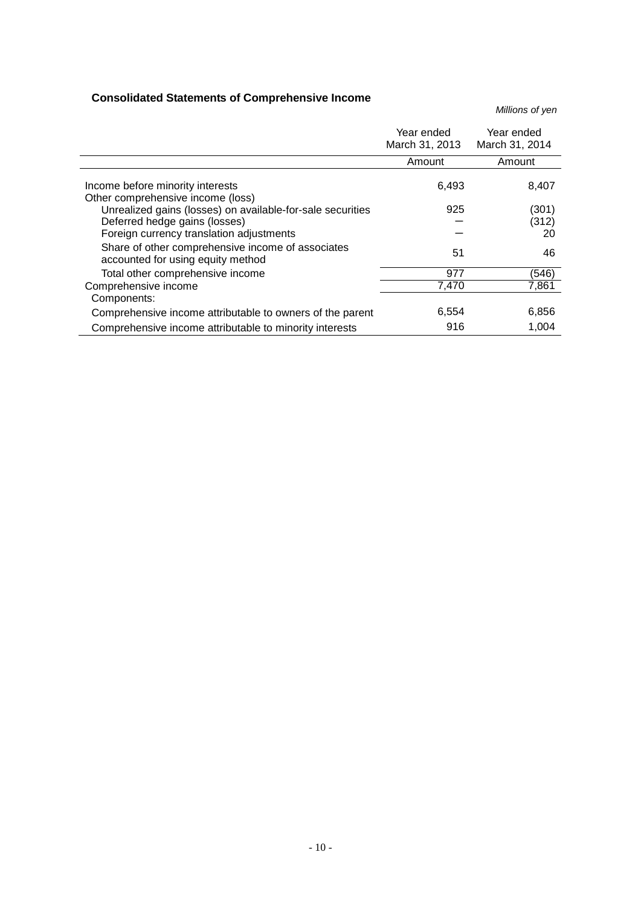### Consolidated Statements of Comprehensive Income

*Millions of yen*

| | Year ended March 31, 2013 | Year ended March 31, 2014 |
|---|---|---|
| | Amount | Amount |
| Income before minority interests | 6,493 | 8,407 |
| Other comprehensive income (loss) | | |
| Unrealized gains (losses) on available-for-sale securities | 925 | (301) |
| Deferred hedge gains (losses) | ― | (312) |
| Foreign currency translation adjustments | ― | 20 |
| Share of other comprehensive income of associates accounted for using equity method | 51 | 46 |
| Total other comprehensive income | 977 | (546) |
| Comprehensive income | 7,470 | 7,861 |
| Components: | | |
| Comprehensive income attributable to owners of the parent | 6,554 | 6,856 |
| Comprehensive income attributable to minority interests | 916 | 1,004 |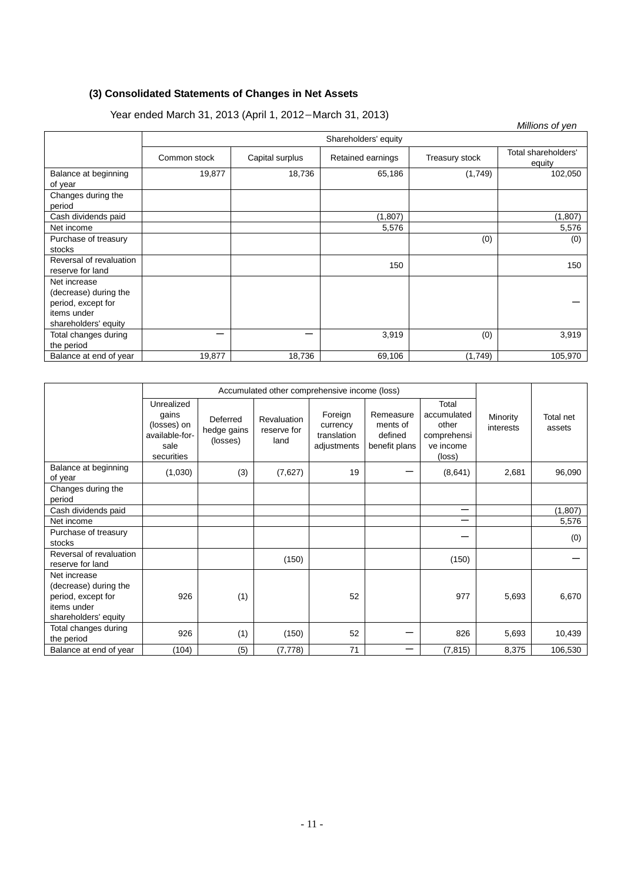### (3) Consolidated Statements of Changes in Net Assets

Year ended March 31, 2013 (April 1, 2012－March 31, 2013)

*Millions of yen*

| | Shareholders' equity | | | | |
|---|---|---|---|---|---|
| | Common stock | Capital surplus | Retained earnings | Treasury stock | Total shareholders' equity |
| Balance at beginning of year | 19,877 | 18,736 | 65,186 | (1,749) | 102,050 |
| Changes during the period | | | | | |
| Cash dividends paid | | | (1,807) | | (1,807) |
| Net income | | | 5,576 | | 5,576 |
| Purchase of treasury stocks | | | | (0) | (0) |
| Reversal of revaluation reserve for land | | | 150 | | 150 |
| Net increase (decrease) during the period, except for items under shareholders' equity | | | | | ― |
| Total changes during the period | ― | ― | 3,919 | (0) | 3,919 |
| Balance at end of year | 19,877 | 18,736 | 69,106 | (1,749) | 105,970 |

| | Accumulated other comprehensive income (loss) | | | | | | | |
|---|---|---|---|---|---|---|---|---|
| | Unrealized gains (losses) on available-for-sale securities | Deferred hedge gains (losses) | Revaluation reserve for land | Foreign currency translation adjustments | Remeasurements of defined benefit plans | Total accumulated other comprehensive income (loss) | Minority interests | Total net assets |
| Balance at beginning of year | (1,030) | (3) | (7,627) | 19 | ― | (8,641) | 2,681 | 96,090 |
| Changes during the period | | | | | | | | |
| Cash dividends paid | | | | | | ― | | (1,807) |
| Net income | | | | | | ― | | 5,576 |
| Purchase of treasury stocks | | | | | | ― | | (0) |
| Reversal of revaluation reserve for land | | | (150) | | | (150) | | ― |
| Net increase (decrease) during the period, except for items under shareholders' equity | 926 | (1) | | 52 | | 977 | 5,693 | 6,670 |
| Total changes during the period | 926 | (1) | (150) | 52 | ― | 826 | 5,693 | 10,439 |
| Balance at end of year | (104) | (5) | (7,778) | 71 | ― | (7,815) | 8,375 | 106,530 |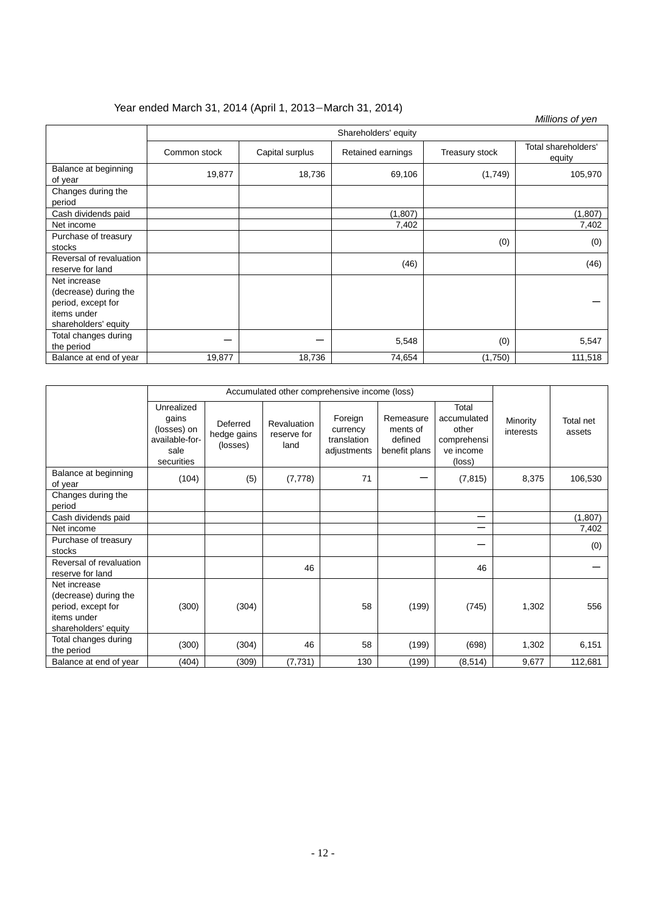Year ended March 31, 2014 (April 1, 2013−March 31, 2014)

*Millions of yen*

| | Shareholders' equity | | | | |
|---|---|---|---|---|---|
| | Common stock | Capital surplus | Retained earnings | Treasury stock | Total shareholders' equity |
| Balance at beginning of year | 19,877 | 18,736 | 69,106 | (1,749) | 105,970 |
| Changes during the period | | | | | |
| Cash dividends paid | | | (1,807) | | (1,807) |
| Net income | | | 7,402 | | 7,402 |
| Purchase of treasury stocks | | | | (0) | (0) |
| Reversal of revaluation reserve for land | | | (46) | | (46) |
| Net increase (decrease) during the period, except for items under shareholders' equity | | | | | ― |
| Total changes during the period | ― | ― | 5,548 | (0) | 5,547 |
| Balance at end of year | 19,877 | 18,736 | 74,654 | (1,750) | 111,518 |

| | Accumulated other comprehensive income (loss) | | | | | | | |
|---|---|---|---|---|---|---|---|---|
| | Unrealized gains (losses) on available-for-sale securities | Deferred hedge gains (losses) | Revaluation reserve for land | Foreign currency translation adjustments | Remeasurements of defined benefit plans | Total accumulated other comprehensive income (loss) | Minority interests | Total net assets |
| Balance at beginning of year | (104) | (5) | (7,778) | 71 | ― | (7,815) | 8,375 | 106,530 |
| Changes during the period | | | | | | | | |
| Cash dividends paid | | | | | | ― | | (1,807) |
| Net income | | | | | | ― | | 7,402 |
| Purchase of treasury stocks | | | | | | ― | | (0) |
| Reversal of revaluation reserve for land | | | 46 | | | 46 | | ― |
| Net increase (decrease) during the period, except for items under shareholders' equity | (300) | (304) | | 58 | (199) | (745) | 1,302 | 556 |
| Total changes during the period | (300) | (304) | 46 | 58 | (199) | (698) | 1,302 | 6,151 |
| Balance at end of year | (404) | (309) | (7,731) | 130 | (199) | (8,514) | 9,677 | 112,681 |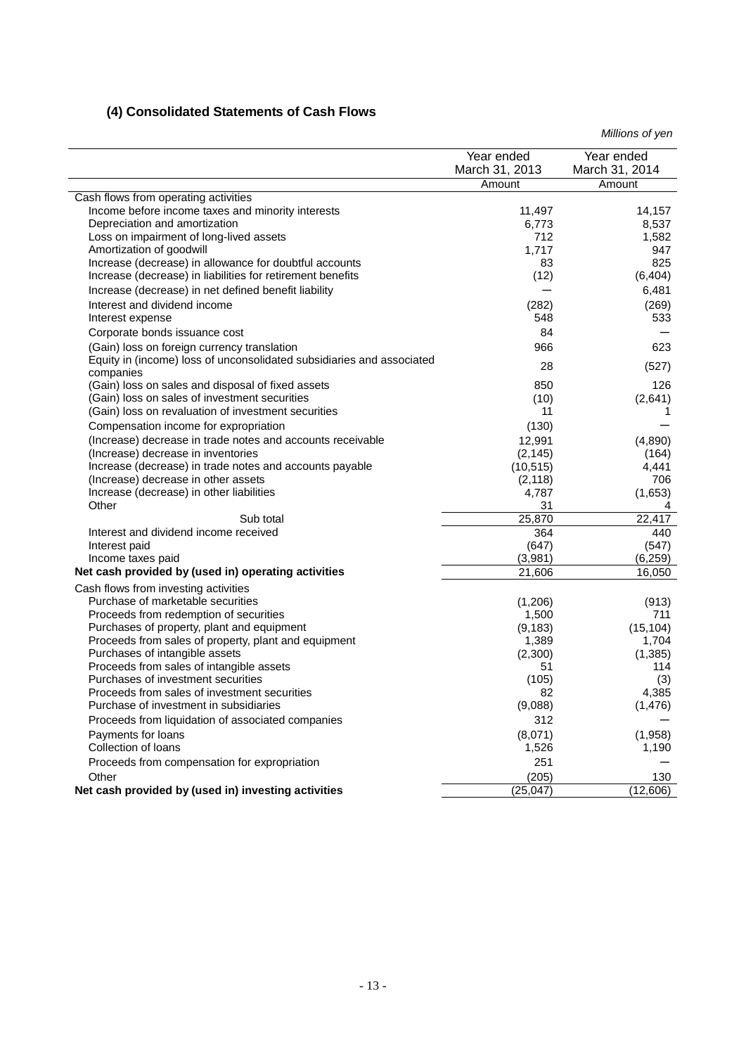### (4) Consolidated Statements of Cash Flows

*Millions of yen*

| | Year ended March 31, 2013 | Year ended March 31, 2014 |
|---|---|---|
| | Amount | Amount |
| Cash flows from operating activities | | |
| Income before income taxes and minority interests | 11,497 | 14,157 |
| Depreciation and amortization | 6,773 | 8,537 |
| Loss on impairment of long-lived assets | 712 | 1,582 |
| Amortization of goodwill | 1,717 | 947 |
| Increase (decrease) in allowance for doubtful accounts | 83 | 825 |
| Increase (decrease) in liabilities for retirement benefits | (12) | (6,404) |
| Increase (decrease) in net defined benefit liability | — | 6,481 |
| Interest and dividend income | (282) | (269) |
| Interest expense | 548 | 533 |
| Corporate bonds issuance cost | 84 | — |
| (Gain) loss on foreign currency translation | 966 | 623 |
| Equity in (income) loss of unconsolidated subsidiaries and associated companies | 28 | (527) |
| (Gain) loss on sales and disposal of fixed assets | 850 | 126 |
| (Gain) loss on sales of investment securities | (10) | (2,641) |
| (Gain) loss on revaluation of investment securities | 11 | 1 |
| Compensation income for expropriation | (130) | — |
| (Increase) decrease in trade notes and accounts receivable | 12,991 | (4,890) |
| (Increase) decrease in inventories | (2,145) | (164) |
| Increase (decrease) in trade notes and accounts payable | (10,515) | 4,441 |
| (Increase) decrease in other assets | (2,118) | 706 |
| Increase (decrease) in other liabilities | 4,787 | (1,653) |
| Other | 31 | 4 |
| Sub total | 25,870 | 22,417 |
| Interest and dividend income received | 364 | 440 |
| Interest paid | (647) | (547) |
| Income taxes paid | (3,981) | (6,259) |
| **Net cash provided by (used in) operating activities** | 21,606 | 16,050 |
| Cash flows from investing activities | | |
| Purchase of marketable securities | (1,206) | (913) |
| Proceeds from redemption of securities | 1,500 | 711 |
| Purchases of property, plant and equipment | (9,183) | (15,104) |
| Proceeds from sales of property, plant and equipment | 1,389 | 1,704 |
| Purchases of intangible assets | (2,300) | (1,385) |
| Proceeds from sales of intangible assets | 51 | 114 |
| Purchases of investment securities | (105) | (3) |
| Proceeds from sales of investment securities | 82 | 4,385 |
| Purchase of investment in subsidiaries | (9,088) | (1,476) |
| Proceeds from liquidation of associated companies | 312 | — |
| Payments for loans | (8,071) | (1,958) |
| Collection of loans | 1,526 | 1,190 |
| Proceeds from compensation for expropriation | 251 | — |
| Other | (205) | 130 |
| **Net cash provided by (used in) investing activities** | (25,047) | (12,606) |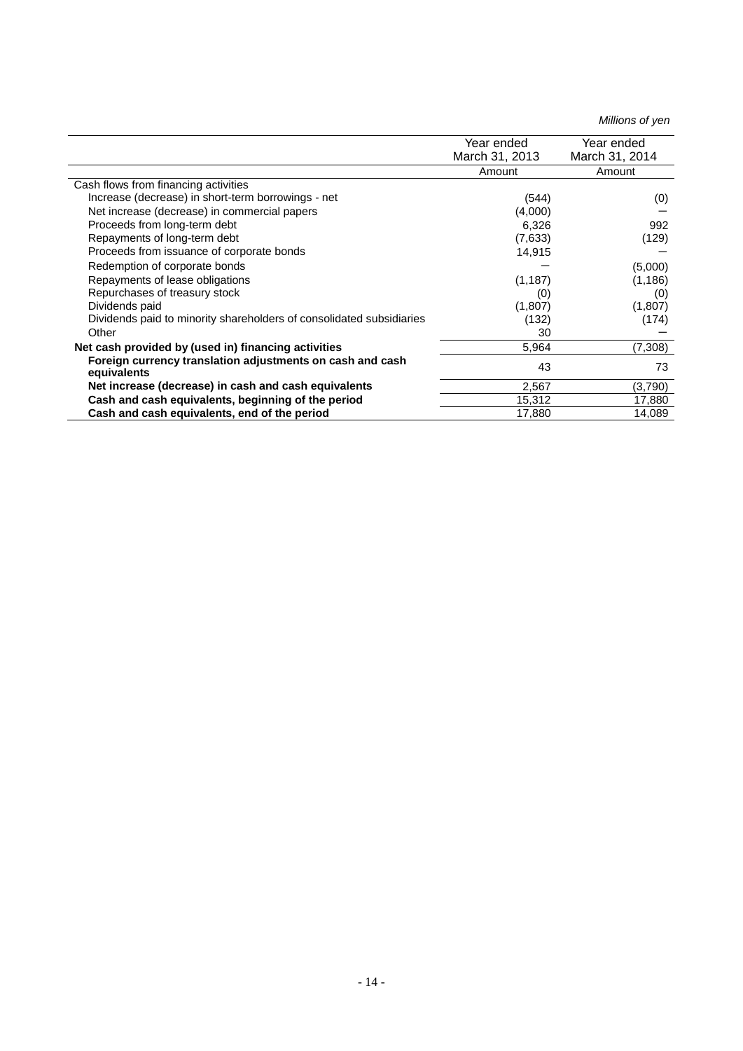*Millions of yen*

| | Year ended March 31, 2013 | Year ended March 31, 2014 |
|---|---|---|
| | Amount | Amount |
| Cash flows from financing activities | | |
| Increase (decrease) in short-term borrowings - net | (544) | (0) |
| Net increase (decrease) in commercial papers | (4,000) | ― |
| Proceeds from long-term debt | 6,326 | 992 |
| Repayments of long-term debt | (7,633) | (129) |
| Proceeds from issuance of corporate bonds | 14,915 | ― |
| Redemption of corporate bonds | ― | (5,000) |
| Repayments of lease obligations | (1,187) | (1,186) |
| Repurchases of treasury stock | (0) | (0) |
| Dividends paid | (1,807) | (1,807) |
| Dividends paid to minority shareholders of consolidated subsidiaries | (132) | (174) |
| Other | 30 | ― |
| **Net cash provided by (used in) financing activities** | 5,964 | (7,308) |
| **Foreign currency translation adjustments on cash and cash equivalents** | 43 | 73 |
| **Net increase (decrease) in cash and cash equivalents** | 2,567 | (3,790) |
| **Cash and cash equivalents, beginning of the period** | 15,312 | 17,880 |
| **Cash and cash equivalents, end of the period** | 17,880 | 14,089 |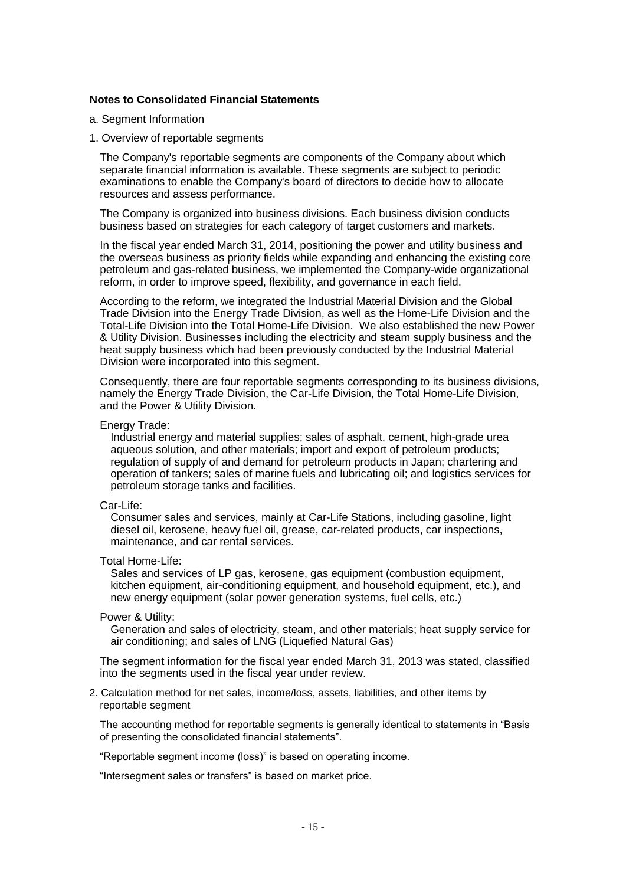**Notes to Consolidated Financial Statements**

a. Segment Information

1. Overview of reportable segments

The Company's reportable segments are components of the Company about which separate financial information is available. These segments are subject to periodic examinations to enable the Company's board of directors to decide how to allocate resources and assess performance.

The Company is organized into business divisions. Each business division conducts business based on strategies for each category of target customers and markets.

In the fiscal year ended March 31, 2014, positioning the power and utility business and the overseas business as priority fields while expanding and enhancing the existing core petroleum and gas-related business, we implemented the Company-wide organizational reform, in order to improve speed, flexibility, and governance in each field.

According to the reform, we integrated the Industrial Material Division and the Global Trade Division into the Energy Trade Division, as well as the Home-Life Division and the Total-Life Division into the Total Home-Life Division. We also established the new Power & Utility Division. Businesses including the electricity and steam supply business and the heat supply business which had been previously conducted by the Industrial Material Division were incorporated into this segment.

Consequently, there are four reportable segments corresponding to its business divisions, namely the Energy Trade Division, the Car-Life Division, the Total Home-Life Division, and the Power & Utility Division.

Energy Trade:
Industrial energy and material supplies; sales of asphalt, cement, high-grade urea aqueous solution, and other materials; import and export of petroleum products; regulation of supply of and demand for petroleum products in Japan; chartering and operation of tankers; sales of marine fuels and lubricating oil; and logistics services for petroleum storage tanks and facilities.

Car-Life:
Consumer sales and services, mainly at Car-Life Stations, including gasoline, light diesel oil, kerosene, heavy fuel oil, grease, car-related products, car inspections, maintenance, and car rental services.

Total Home-Life:
Sales and services of LP gas, kerosene, gas equipment (combustion equipment, kitchen equipment, air-conditioning equipment, and household equipment, etc.), and new energy equipment (solar power generation systems, fuel cells, etc.)

Power & Utility:
Generation and sales of electricity, steam, and other materials; heat supply service for air conditioning; and sales of LNG (Liquefied Natural Gas)

The segment information for the fiscal year ended March 31, 2013 was stated, classified into the segments used in the fiscal year under review.

2. Calculation method for net sales, income/loss, assets, liabilities, and other items by reportable segment

The accounting method for reportable segments is generally identical to statements in "Basis of presenting the consolidated financial statements".

"Reportable segment income (loss)" is based on operating income.

"Intersegment sales or transfers" is based on market price.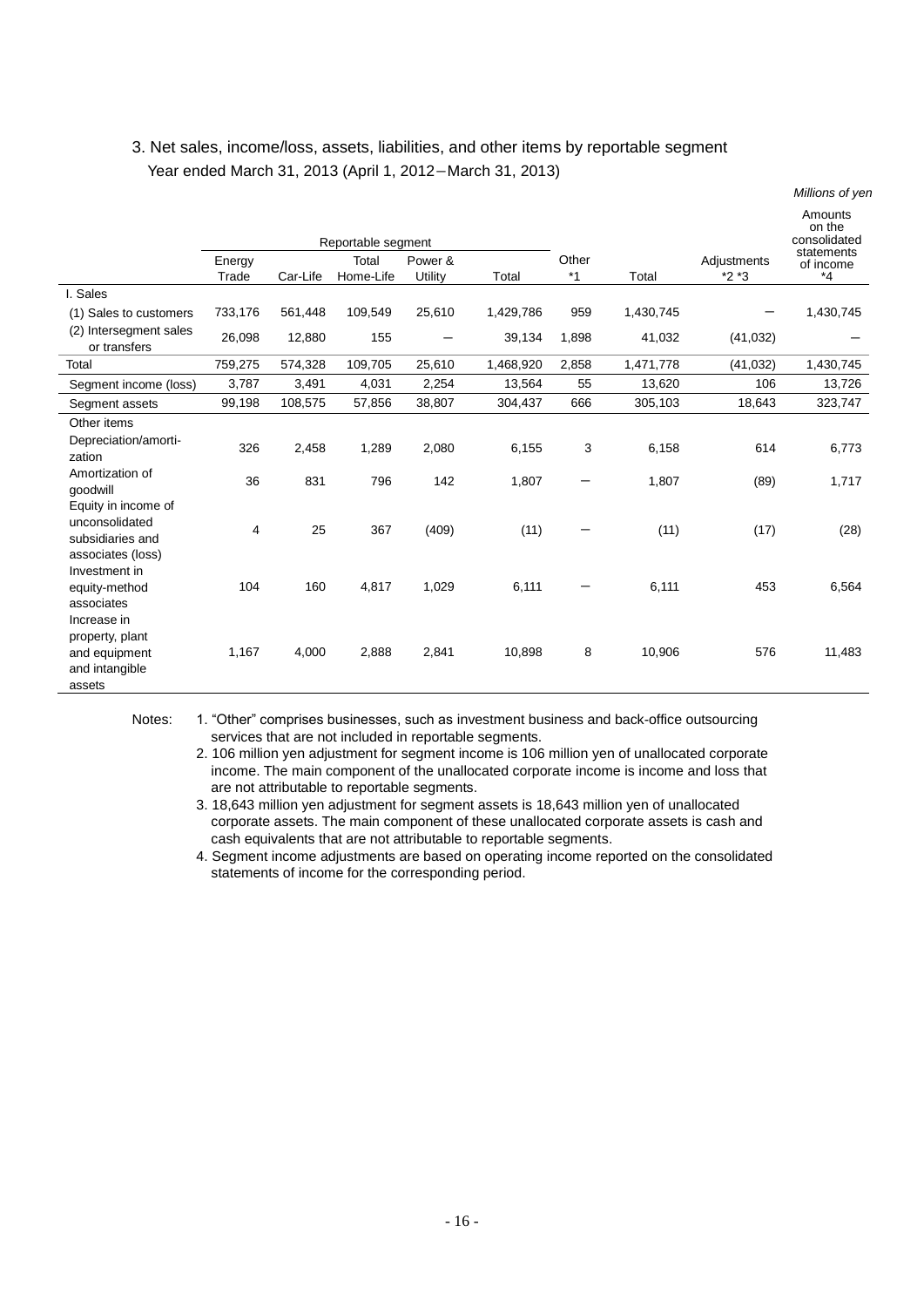## 3. Net sales, income/loss, assets, liabilities, and other items by reportable segment

Year ended March 31, 2013 (April 1, 2012－March 31, 2013)

*Millions of yen*

| | Reportable segment | | | | | | | | Amounts on the consolidated statements of income |
|---|---|---|---|---|---|---|---|---|---|
| | Energy Trade | Car-Life | Total Home-Life | Power & Utility | Total | Other *1 | Total | Adjustments *2 *3 | *4 |
| I. Sales | | | | | | | | | |
| (1) Sales to customers | 733,176 | 561,448 | 109,549 | 25,610 | 1,429,786 | 959 | 1,430,745 | ― | 1,430,745 |
| (2) Intersegment sales or transfers | 26,098 | 12,880 | 155 | ― | 39,134 | 1,898 | 41,032 | (41,032) | ― |
| Total | 759,275 | 574,328 | 109,705 | 25,610 | 1,468,920 | 2,858 | 1,471,778 | (41,032) | 1,430,745 |
| Segment income (loss) | 3,787 | 3,491 | 4,031 | 2,254 | 13,564 | 55 | 13,620 | 106 | 13,726 |
| Segment assets | 99,198 | 108,575 | 57,856 | 38,807 | 304,437 | 666 | 305,103 | 18,643 | 323,747 |
| Other items | | | | | | | | | |
| Depreciation/amortization | 326 | 2,458 | 1,289 | 2,080 | 6,155 | 3 | 6,158 | 614 | 6,773 |
| Amortization of goodwill | 36 | 831 | 796 | 142 | 1,807 | ― | 1,807 | (89) | 1,717 |
| Equity in income of unconsolidated subsidiaries and associates (loss) | 4 | 25 | 367 | (409) | (11) | ― | (11) | (17) | (28) |
| Investment in equity-method associates | 104 | 160 | 4,817 | 1,029 | 6,111 | ― | 6,111 | 453 | 6,564 |
| Increase in property, plant and equipment and intangible assets | 1,167 | 4,000 | 2,888 | 2,841 | 10,898 | 8 | 10,906 | 576 | 11,483 |

Notes:
1. "Other" comprises businesses, such as investment business and back-office outsourcing services that are not included in reportable segments.
2. 106 million yen adjustment for segment income is 106 million yen of unallocated corporate income. The main component of the unallocated corporate income is income and loss that are not attributable to reportable segments.
3. 18,643 million yen adjustment for segment assets is 18,643 million yen of unallocated corporate assets. The main component of these unallocated corporate assets is cash and cash equivalents that are not attributable to reportable segments.
4. Segment income adjustments are based on operating income reported on the consolidated statements of income for the corresponding period.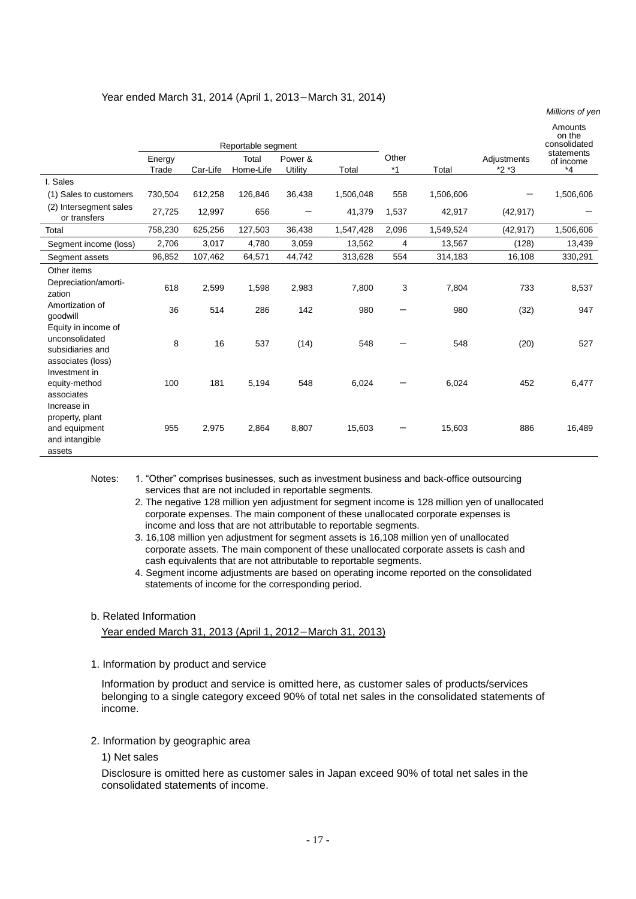Year ended March 31, 2014 (April 1, 2013－March 31, 2014)

*Millions of yen*

| | Reportable segment | | | | | Other *1 | Total | Adjustments *2 *3 | Amounts on the consolidated statements of income *4 |
|---|---|---|---|---|---|---|---|---|---|
| | Energy Trade | Car-Life | Total Home-Life | Power & Utility | Total | | | | |
| I. Sales | | | | | | | | | |
| (1) Sales to customers | 730,504 | 612,258 | 126,846 | 36,438 | 1,506,048 | 558 | 1,506,606 | ― | 1,506,606 |
| (2) Intersegment sales or transfers | 27,725 | 12,997 | 656 | ― | 41,379 | 1,537 | 42,917 | (42,917) | ― |
| Total | 758,230 | 625,256 | 127,503 | 36,438 | 1,547,428 | 2,096 | 1,549,524 | (42,917) | 1,506,606 |
| Segment income (loss) | 2,706 | 3,017 | 4,780 | 3,059 | 13,562 | 4 | 13,567 | (128) | 13,439 |
| Segment assets | 96,852 | 107,462 | 64,571 | 44,742 | 313,628 | 554 | 314,183 | 16,108 | 330,291 |
| Other items | | | | | | | | | |
| Depreciation/amortization | 618 | 2,599 | 1,598 | 2,983 | 7,800 | 3 | 7,804 | 733 | 8,537 |
| Amortization of goodwill | 36 | 514 | 286 | 142 | 980 | ― | 980 | (32) | 947 |
| Equity in income of unconsolidated subsidiaries and associates (loss) | 8 | 16 | 537 | (14) | 548 | ― | 548 | (20) | 527 |
| Investment in equity-method associates | 100 | 181 | 5,194 | 548 | 6,024 | ― | 6,024 | 452 | 6,477 |
| Increase in property, plant and equipment and intangible assets | 955 | 2,975 | 2,864 | 8,807 | 15,603 | ― | 15,603 | 886 | 16,489 |

Notes:
1. "Other" comprises businesses, such as investment business and back-office outsourcing services that are not included in reportable segments.
2. The negative 128 million yen adjustment for segment income is 128 million yen of unallocated corporate expenses. The main component of these unallocated corporate expenses is income and loss that are not attributable to reportable segments.
3. 16,108 million yen adjustment for segment assets is 16,108 million yen of unallocated corporate assets. The main component of these unallocated corporate assets is cash and cash equivalents that are not attributable to reportable segments.
4. Segment income adjustments are based on operating income reported on the consolidated statements of income for the corresponding period.

b. Related Information

Year ended March 31, 2013 (April 1, 2012－March 31, 2013)

1. Information by product and service

Information by product and service is omitted here, as customer sales of products/services belonging to a single category exceed 90% of total net sales in the consolidated statements of income.

2. Information by geographic area

1) Net sales

Disclosure is omitted here as customer sales in Japan exceed 90% of total net sales in the consolidated statements of income.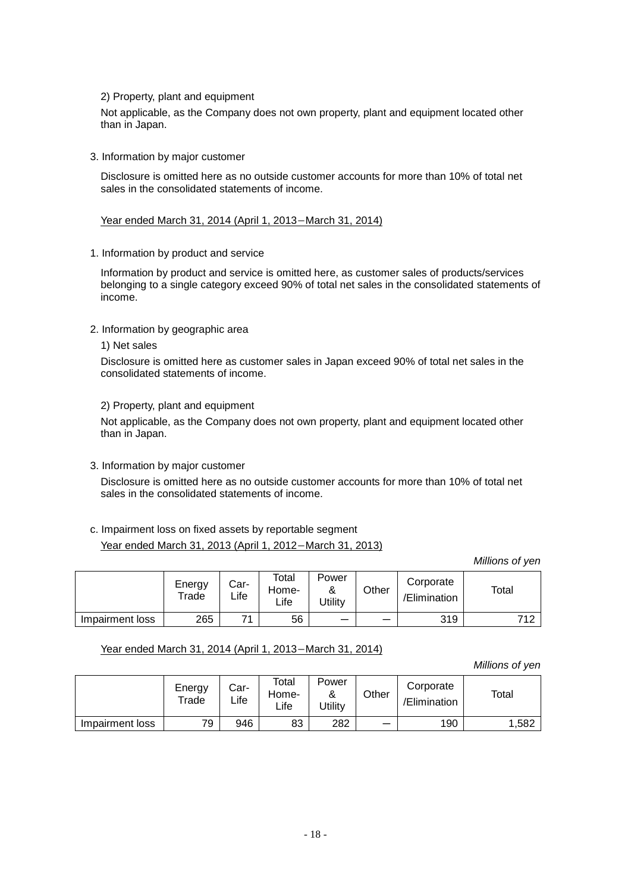2) Property, plant and equipment

Not applicable, as the Company does not own property, plant and equipment located other than in Japan.

3. Information by major customer

Disclosure is omitted here as no outside customer accounts for more than 10% of total net sales in the consolidated statements of income.

Year ended March 31, 2014 (April 1, 2013－March 31, 2014)

1. Information by product and service

Information by product and service is omitted here, as customer sales of products/services belonging to a single category exceed 90% of total net sales in the consolidated statements of income.

2. Information by geographic area

1) Net sales

Disclosure is omitted here as customer sales in Japan exceed 90% of total net sales in the consolidated statements of income.

2) Property, plant and equipment

Not applicable, as the Company does not own property, plant and equipment located other than in Japan.

3. Information by major customer

Disclosure is omitted here as no outside customer accounts for more than 10% of total net sales in the consolidated statements of income.

c. Impairment loss on fixed assets by reportable segment

Year ended March 31, 2013 (April 1, 2012－March 31, 2013)

*Millions of yen*

| | Energy Trade | Car-Life | Total Home-Life | Power & Utility | Other | Corporate /Elimination | Total |
|---|---|---|---|---|---|---|---|
| Impairment loss | 265 | 71 | 56 | － | － | 319 | 712 |

Year ended March 31, 2014 (April 1, 2013－March 31, 2014)

*Millions of yen*

| | Energy Trade | Car-Life | Total Home-Life | Power & Utility | Other | Corporate /Elimination | Total |
|---|---|---|---|---|---|---|---|
| Impairment loss | 79 | 946 | 83 | 282 | － | 190 | 1,582 |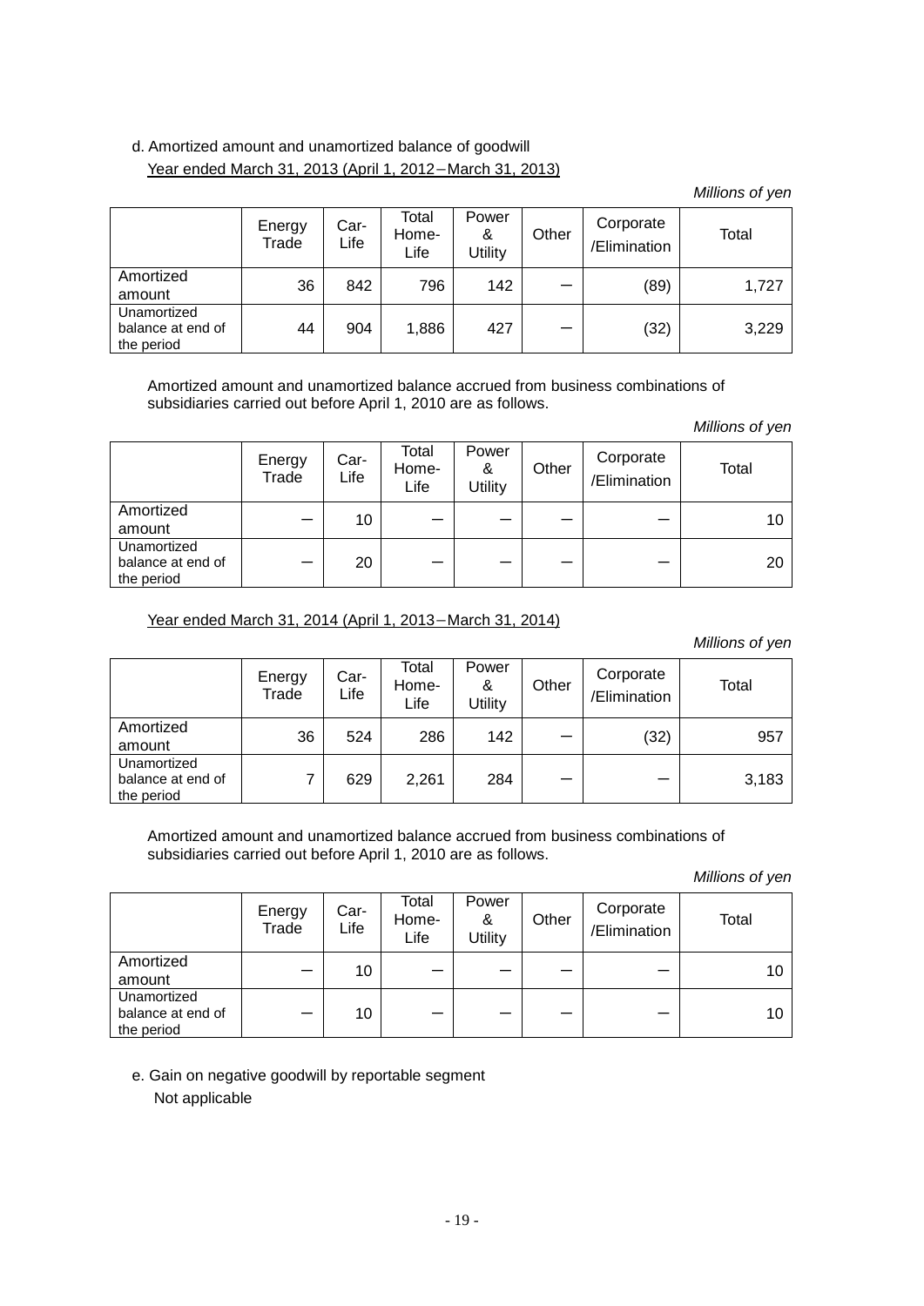d. Amortized amount and unamortized balance of goodwill

Year ended March 31, 2013 (April 1, 2012－March 31, 2013)

*Millions of yen*

| | Energy Trade | Car-Life | Total Home-Life | Power & Utility | Other | Corporate /Elimination | Total |
|---|---|---|---|---|---|---|---|
| Amortized amount | 36 | 842 | 796 | 142 | ― | (89) | 1,727 |
| Unamortized balance at end of the period | 44 | 904 | 1,886 | 427 | ― | (32) | 3,229 |

Amortized amount and unamortized balance accrued from business combinations of subsidiaries carried out before April 1, 2010 are as follows.

*Millions of yen*

| | Energy Trade | Car-Life | Total Home-Life | Power & Utility | Other | Corporate /Elimination | Total |
|---|---|---|---|---|---|---|---|
| Amortized amount | ― | 10 | ― | ― | ― | ― | 10 |
| Unamortized balance at end of the period | ― | 20 | ― | ― | ― | ― | 20 |

Year ended March 31, 2014 (April 1, 2013－March 31, 2014)

*Millions of yen*

| | Energy Trade | Car-Life | Total Home-Life | Power & Utility | Other | Corporate /Elimination | Total |
|---|---|---|---|---|---|---|---|
| Amortized amount | 36 | 524 | 286 | 142 | ― | (32) | 957 |
| Unamortized balance at end of the period | 7 | 629 | 2,261 | 284 | ― | ― | 3,183 |

Amortized amount and unamortized balance accrued from business combinations of subsidiaries carried out before April 1, 2010 are as follows.

*Millions of yen*

| | Energy Trade | Car-Life | Total Home-Life | Power & Utility | Other | Corporate /Elimination | Total |
|---|---|---|---|---|---|---|---|
| Amortized amount | ― | 10 | ― | ― | ― | ― | 10 |
| Unamortized balance at end of the period | ― | 10 | ― | ― | ― | ― | 10 |

e. Gain on negative goodwill by reportable segment

Not applicable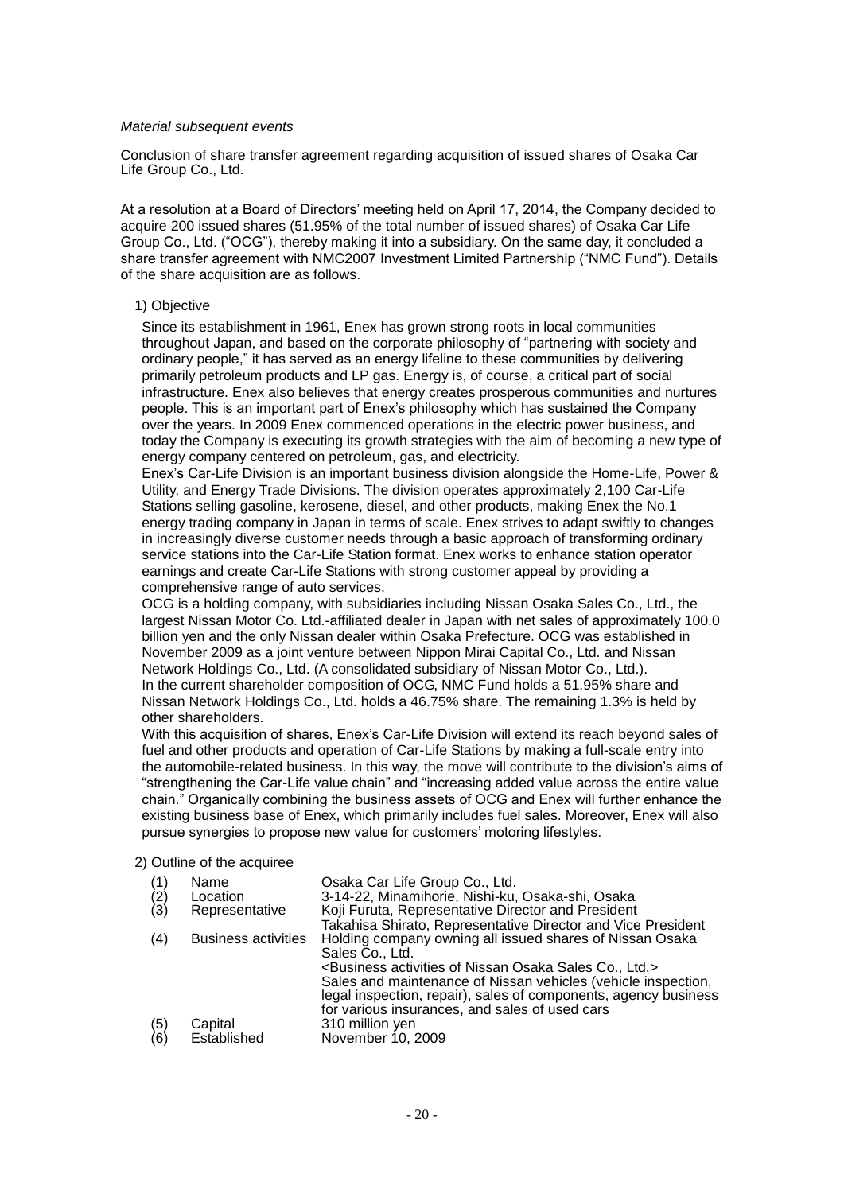*Material subsequent events*

Conclusion of share transfer agreement regarding acquisition of issued shares of Osaka Car Life Group Co., Ltd.

At a resolution at a Board of Directors' meeting held on April 17, 2014, the Company decided to acquire 200 issued shares (51.95% of the total number of issued shares) of Osaka Car Life Group Co., Ltd. ("OCG"), thereby making it into a subsidiary. On the same day, it concluded a share transfer agreement with NMC2007 Investment Limited Partnership ("NMC Fund"). Details of the share acquisition are as follows.

1) Objective

Since its establishment in 1961, Enex has grown strong roots in local communities throughout Japan, and based on the corporate philosophy of "partnering with society and ordinary people," it has served as an energy lifeline to these communities by delivering primarily petroleum products and LP gas. Energy is, of course, a critical part of social infrastructure. Enex also believes that energy creates prosperous communities and nurtures people. This is an important part of Enex's philosophy which has sustained the Company over the years. In 2009 Enex commenced operations in the electric power business, and today the Company is executing its growth strategies with the aim of becoming a new type of energy company centered on petroleum, gas, and electricity.

Enex's Car-Life Division is an important business division alongside the Home-Life, Power & Utility, and Energy Trade Divisions. The division operates approximately 2,100 Car-Life Stations selling gasoline, kerosene, diesel, and other products, making Enex the No.1 energy trading company in Japan in terms of scale. Enex strives to adapt swiftly to changes in increasingly diverse customer needs through a basic approach of transforming ordinary service stations into the Car-Life Station format. Enex works to enhance station operator earnings and create Car-Life Stations with strong customer appeal by providing a comprehensive range of auto services.

OCG is a holding company, with subsidiaries including Nissan Osaka Sales Co., Ltd., the largest Nissan Motor Co. Ltd.-affiliated dealer in Japan with net sales of approximately 100.0 billion yen and the only Nissan dealer within Osaka Prefecture. OCG was established in November 2009 as a joint venture between Nippon Mirai Capital Co., Ltd. and Nissan Network Holdings Co., Ltd. (A consolidated subsidiary of Nissan Motor Co., Ltd.).

In the current shareholder composition of OCG, NMC Fund holds a 51.95% share and Nissan Network Holdings Co., Ltd. holds a 46.75% share. The remaining 1.3% is held by other shareholders.

With this acquisition of shares, Enex's Car-Life Division will extend its reach beyond sales of fuel and other products and operation of Car-Life Stations by making a full-scale entry into the automobile-related business. In this way, the move will contribute to the division's aims of "strengthening the Car-Life value chain" and "increasing added value across the entire value chain." Organically combining the business assets of OCG and Enex will further enhance the existing business base of Enex, which primarily includes fuel sales. Moreover, Enex will also pursue synergies to propose new value for customers' motoring lifestyles.

2) Outline of the acquiree

| | | |
|---|---|---|
| (1) | Name | Osaka Car Life Group Co., Ltd. |
| (2) | Location | 3-14-22, Minamihorie, Nishi-ku, Osaka-shi, Osaka |
| (3) | Representative | Koji Furuta, Representative Director and President<br>Takahisa Shirato, Representative Director and Vice President |
| (4) | Business activities | Holding company owning all issued shares of Nissan Osaka Sales Co., Ltd.<br><Business activities of Nissan Osaka Sales Co., Ltd.><br>Sales and maintenance of Nissan vehicles (vehicle inspection, legal inspection, repair), sales of components, agency business for various insurances, and sales of used cars |
| (5) | Capital | 310 million yen |
| (6) | Established | November 10, 2009 |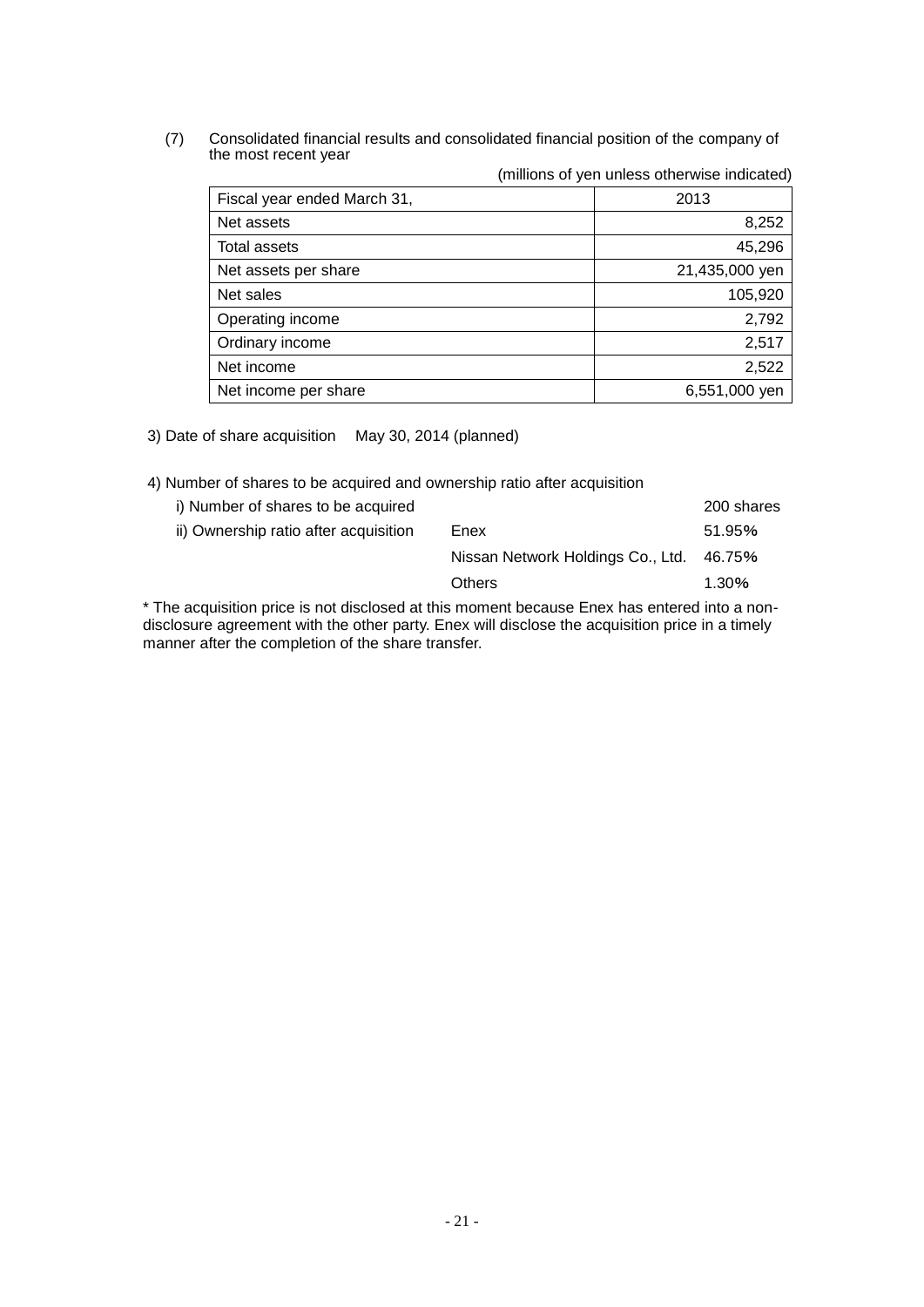(7) Consolidated financial results and consolidated financial position of the company of the most recent year

(millions of yen unless otherwise indicated)

| Fiscal year ended March 31, | 2013 |
|---|---|
| Net assets | 8,252 |
| Total assets | 45,296 |
| Net assets per share | 21,435,000 yen |
| Net sales | 105,920 |
| Operating income | 2,792 |
| Ordinary income | 2,517 |
| Net income | 2,522 |
| Net income per share | 6,551,000 yen |

3) Date of share acquisition May 30, 2014 (planned)

4) Number of shares to be acquired and ownership ratio after acquisition

| | | |
|---|---|---|
| i) Number of shares to be acquired | | 200 shares |
| ii) Ownership ratio after acquisition | Enex | 51.95% |
| | Nissan Network Holdings Co., Ltd. | 46.75% |
| | Others | 1.30% |

* The acquisition price is not disclosed at this moment because Enex has entered into a non-disclosure agreement with the other party. Enex will disclose the acquisition price in a timely manner after the completion of the share transfer.